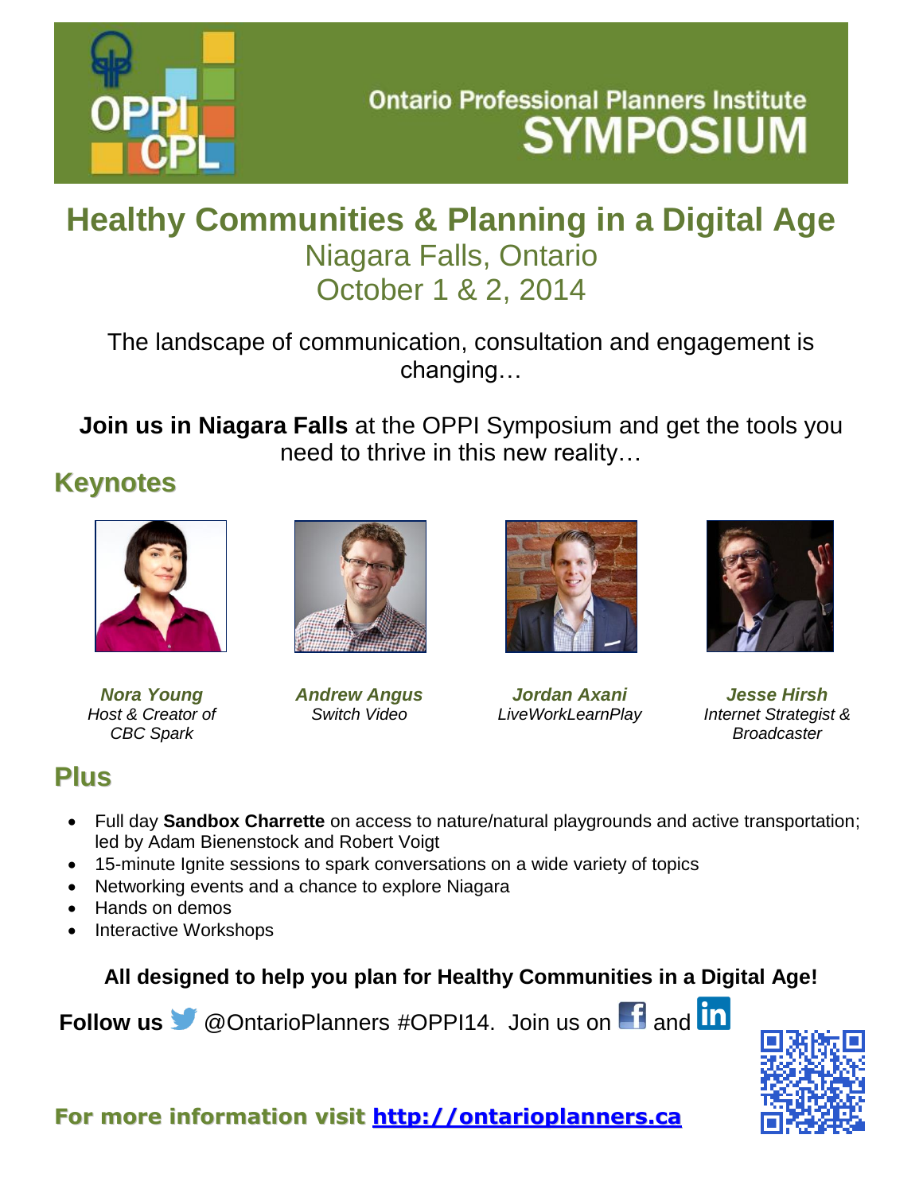# Ontario Professional Planners Institute SYMPOSIUM

OPPI CPL

## Healthy Communities & Planning in a Digital Age

Niagara Falls, Ontario
October 1 & 2, 2014

The landscape of communication, consultation and engagement is changing…

**Join us in Niagara Falls** at the OPPI Symposium and get the tools you need to thrive in this new reality…

## Keynotes

***Nora Young***
*Host & Creator of CBC Spark*

***Andrew Angus***
*Switch Video*

***Jordan Axani***
*LiveWorkLearnPlay*

***Jesse Hirsh***
*Internet Strategist & Broadcaster*

## Plus

- Full day **Sandbox Charrette** on access to nature/natural playgrounds and active transportation; led by Adam Bienenstock and Robert Voigt
- 15-minute Ignite sessions to spark conversations on a wide variety of topics
- Networking events and a chance to explore Niagara
- Hands on demos
- Interactive Workshops

**All designed to help you plan for Healthy Communities in a Digital Age!**

**Follow us** @OntarioPlanners #OPPI14. Join us on Facebook and LinkedIn

**For more information visit [http://ontarioplanners.ca](http://ontarioplanners.ca)**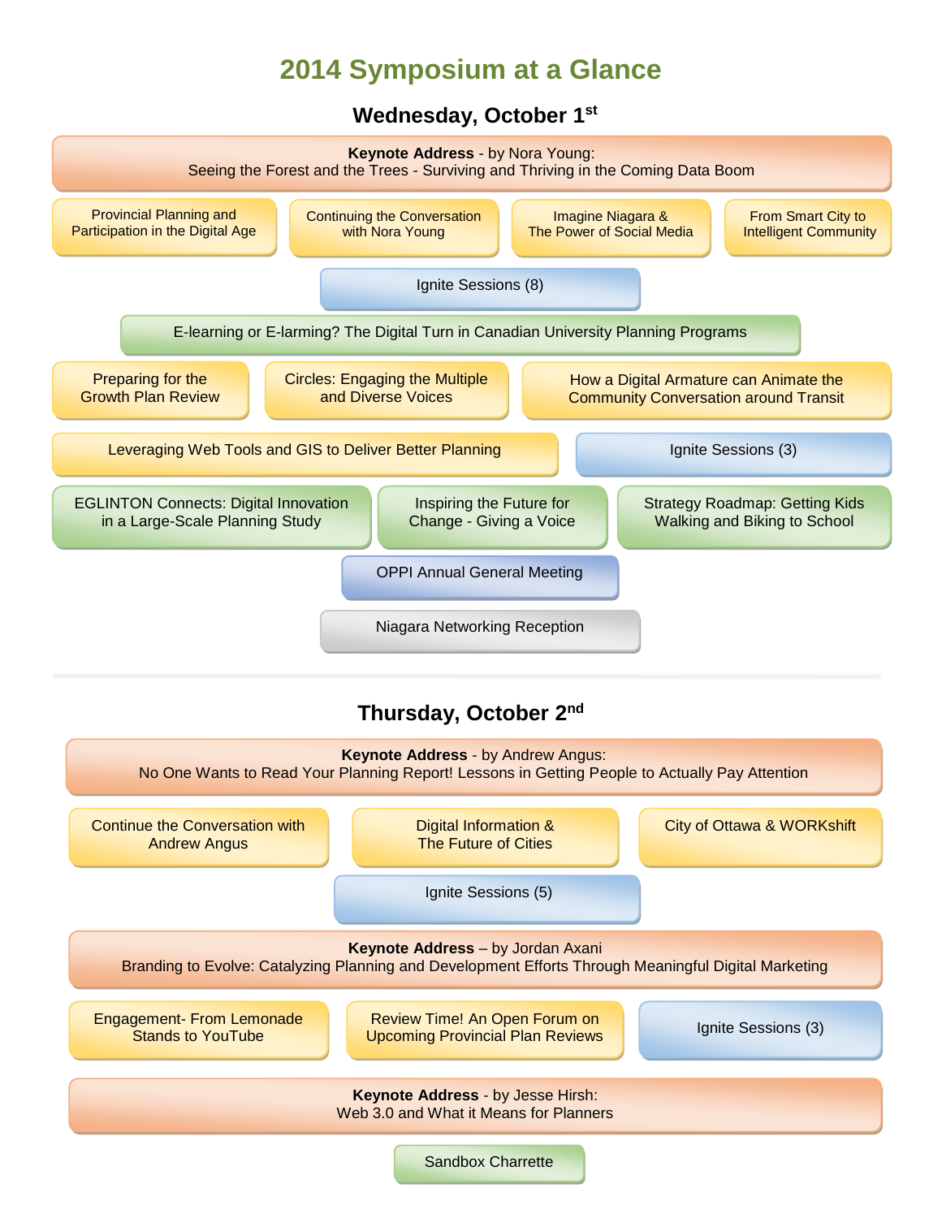# 2014 Symposium at a Glance

## Wednesday, October 1st

**Keynote Address** - by Nora Young:
Seeing the Forest and the Trees - Surviving and Thriving in the Coming Data Boom

Provincial Planning and Participation in the Digital Age

Continuing the Conversation with Nora Young

Imagine Niagara & The Power of Social Media

From Smart City to Intelligent Community

Ignite Sessions (8)

E-learning or E-larming? The Digital Turn in Canadian University Planning Programs

Preparing for the Growth Plan Review

Circles: Engaging the Multiple and Diverse Voices

How a Digital Armature can Animate the Community Conversation around Transit

Leveraging Web Tools and GIS to Deliver Better Planning

Ignite Sessions (3)

EGLINTON Connects: Digital Innovation in a Large-Scale Planning Study

Inspiring the Future for Change - Giving a Voice

Strategy Roadmap: Getting Kids Walking and Biking to School

OPPI Annual General Meeting

Niagara Networking Reception

---

## Thursday, October 2nd

**Keynote Address** - by Andrew Angus:
No One Wants to Read Your Planning Report! Lessons in Getting People to Actually Pay Attention

Continue the Conversation with Andrew Angus

Digital Information & The Future of Cities

City of Ottawa & WORKshift

Ignite Sessions (5)

**Keynote Address** – by Jordan Axani
Branding to Evolve: Catalyzing Planning and Development Efforts Through Meaningful Digital Marketing

Engagement- From Lemonade Stands to YouTube

Review Time! An Open Forum on Upcoming Provincial Plan Reviews

Ignite Sessions (3)

**Keynote Address** - by Jesse Hirsh:
Web 3.0 and What it Means for Planners

Sandbox Charrette